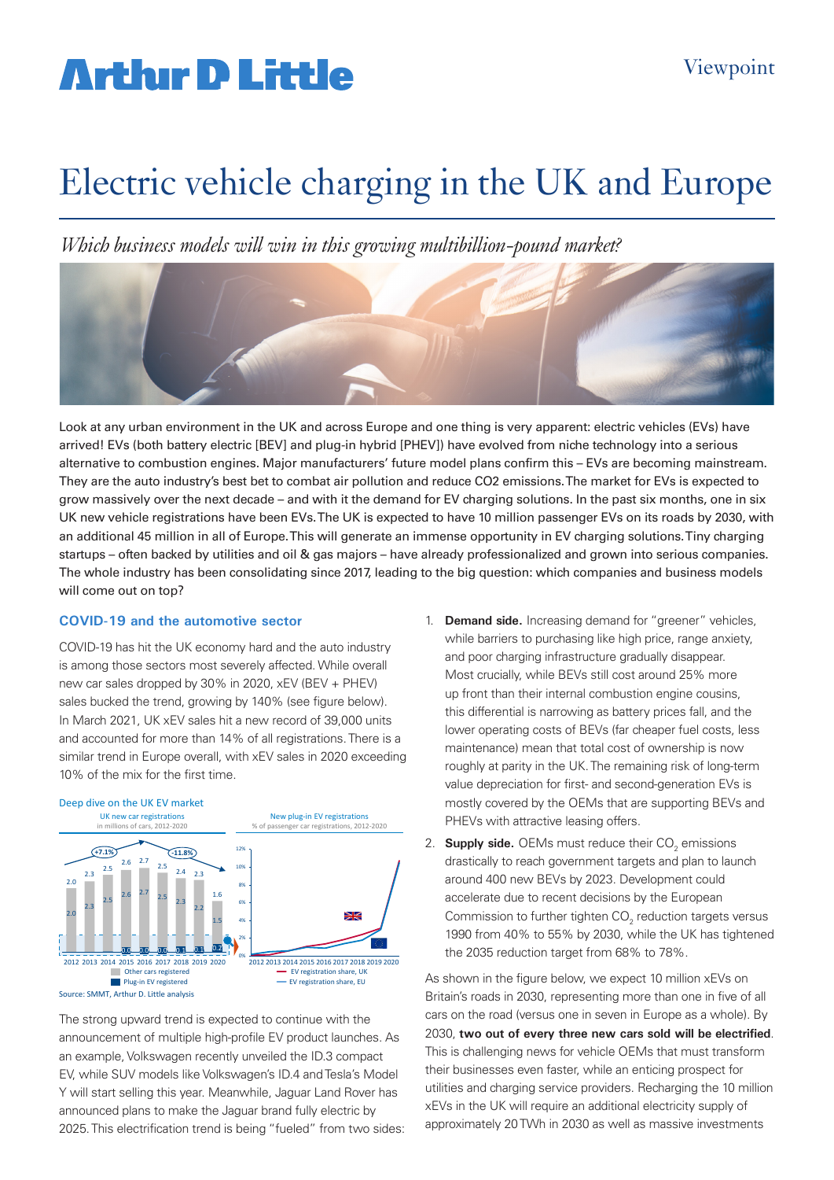# Electric vehicle charging in the UK and Europe

*Which business models will win in this growing multibillion-pound market?*

Look at any urban environment in the UK and across Europe and one thing is very apparent: electric vehicles (EVs) have arrived! EVs (both battery electric [BEV] and plug-in hybrid [PHEV]) have evolved from niche technology into a serious alternative to combustion engines. Major manufacturers' future model plans confirm this – EVs are becoming mainstream. They are the auto industry's best bet to combat air pollution and reduce CO2 emissions. The market for EVs is expected to grow massively over the next decade – and with it the demand for EV charging solutions. In the past six months, one in six UK new vehicle registrations have been EVs. The UK is expected to have 10 million passenger EVs on its roads by 2030, with an additional 45 million in all of Europe. This will generate an immense opportunity in EV charging solutions. Tiny charging startups – often backed by utilities and oil & gas majors – have already professionalized and grown into serious companies. The whole industry has been consolidating since 2017, leading to the big question: which companies and business models will come out on top?

## COVID-19 and the automotive sector

COVID-19 has hit the UK economy hard and the auto industry is among those sectors most severely affected. While overall new car sales dropped by 30% in 2020, xEV (BEV + PHEV) sales bucked the trend, growing by 140% (see figure below). In March 2021, UK xEV sales hit a new record of 39,000 units and accounted for more than 14% of all registrations. There is a similar trend in Europe overall, with xEV sales in 2020 exceeding 10% of the mix for the first time.

Deep dive on the UK EV market

UK new car registrations, in millions of cars, 2012-2020

| | 2012 | 2013 | 2014 | 2015 | 2016 | 2017 | 2018 | 2019 | 2020 |
|---|---|---|---|---|---|---|---|---|---|
| Total | 2.0 | 2.3 | 2.5 | 2.6 | 2.7 | 2.5 | 2.4 | 2.3 | 1.6 |
| Other cars registered | 2.0 | 2.3 | 2.5 | 2.6 | 2.7 | 2.5 | 2.3 | 2.2 | 1.5 |
| Plug-in EV registered | | | 0.0 | 0.0 | 0.0 | 0.0 | 0.1 | 0.1 | 0.2 |

+7.1% (2012–2016); -11.8% (2016–2019)

New plug-in EV registrations, % of passenger car registrations, 2012-2020 (EV registration share, UK; EV registration share, EU)

Source: SMMT, Arthur D. Little analysis

The strong upward trend is expected to continue with the announcement of multiple high-profile EV product launches. As an example, Volkswagen recently unveiled the ID.3 compact EV, while SUV models like Volkswagen's ID.4 and Tesla's Model Y will start selling this year. Meanwhile, Jaguar Land Rover has announced plans to make the Jaguar brand fully electric by 2025. This electrification trend is being "fueled" from two sides:

1. **Demand side.** Increasing demand for "greener" vehicles, while barriers to purchasing like high price, range anxiety, and poor charging infrastructure gradually disappear. Most crucially, while BEVs still cost around 25% more up front than their internal combustion engine cousins, this differential is narrowing as battery prices fall, and the lower operating costs of BEVs (far cheaper fuel costs, less maintenance) mean that total cost of ownership is now roughly at parity in the UK. The remaining risk of long-term value depreciation for first- and second-generation EVs is mostly covered by the OEMs that are supporting BEVs and PHEVs with attractive leasing offers.
2. **Supply side.** OEMs must reduce their $CO_2$ emissions drastically to reach government targets and plan to launch around 400 new BEVs by 2023. Development could accelerate due to recent decisions by the European Commission to further tighten $CO_2$ reduction targets versus 1990 from 40% to 55% by 2030, while the UK has tightened the 2035 reduction target from 68% to 78%.

As shown in the figure below, we expect 10 million xEVs on Britain's roads in 2030, representing more than one in five of all cars on the road (versus one in seven in Europe as a whole). By 2030, **two out of every three new cars sold will be electrified**. This is challenging news for vehicle OEMs that must transform their businesses even faster, while an enticing prospect for utilities and charging service providers. Recharging the 10 million xEVs in the UK will require an additional electricity supply of approximately 20 TWh in 2030 as well as massive investments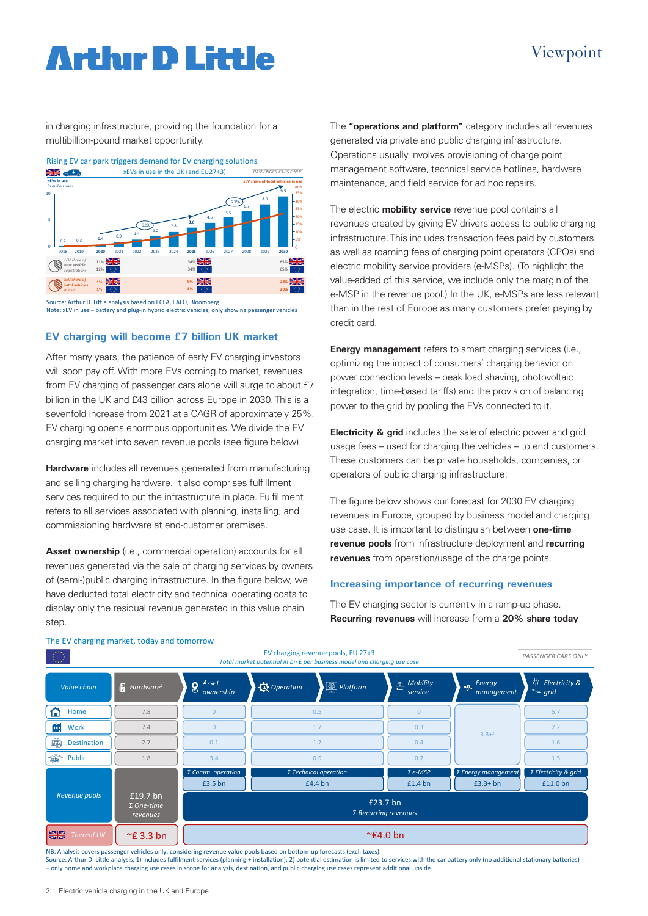in charging infrastructure, providing the foundation for a multibillion-pound market opportunity.

Rising EV car park triggers demand for EV charging solutions

xEVs in use in the UK (and EU27+3) — PASSENGER CARS ONLY

xEVs in use in million units; xEV share of total vehicles in use in %

| | 2018 | 2019 | 2020 | 2021 | 2022 | 2023 | 2024 | 2025 | 2026 | 2027 | 2028 | 2029 | 2030 |
|---|---|---|---|---|---|---|---|---|---|---|---|---|---|
| xEVs in use (million units) | 0.2 | 0.3 | 0.4 | 0.9 | 1.4 | 2.0 | 2.8 | 3.6 | 4.5 | 5.5 | 6.7 | 8.0 | 9.5 |

Growth annotations: +52%, +21%

| | 2020 | 2025 | 2030 |
|---|---|---|---|
| xEV share of new vehicle registrations (UK) | 11% | 34% | 65% |
| xEV share of new vehicle registrations (EU) | 12% | 34% | 65% |
| xEV share of total vehicles in use (UK) | 1% | 9% | 22% |
| xEV share of total vehicles in use (EU) | 1% | 8% | 20% |

Source: Arthur D. Little analysis based on ECEA, EAFO, Bloomberg
Note: xEV in use – battery and plug-in hybrid electric vehicles; only showing passenger vehicles

## EV charging will become £7 billion UK market

After many years, the patience of early EV charging investors will soon pay off. With more EVs coming to market, revenues from EV charging of passenger cars alone will surge to about £7 billion in the UK and £43 billion across Europe in 2030. This is a sevenfold increase from 2021 at a CAGR of approximately 25%. EV charging opens enormous opportunities. We divide the EV charging market into seven revenue pools (see figure below).

**Hardware** includes all revenues generated from manufacturing and selling charging hardware. It also comprises fulfillment services required to put the infrastructure in place. Fulfillment refers to all services associated with planning, installing, and commissioning hardware at end-customer premises.

**Asset ownership** (i.e., commercial operation) accounts for all revenues generated via the sale of charging services by owners of (semi-)public charging infrastructure. In the figure below, we have deducted total electricity and technical operating costs to display only the residual revenue generated in this value chain step.

The **"operations and platform"** category includes all revenues generated via private and public charging infrastructure. Operations usually involves provisioning of charge point management software, technical service hotlines, hardware maintenance, and field service for ad hoc repairs.

The electric **mobility service** revenue pool contains all revenues created by giving EV drivers access to public charging infrastructure. This includes transaction fees paid by customers as well as roaming fees of charging point operators (CPOs) and electric mobility service providers (e-MSPs). (To highlight the value-added of this service, we include only the margin of the e-MSP in the revenue pool.) In the UK, e-MSPs are less relevant than in the rest of Europe as many customers prefer paying by credit card.

**Energy management** refers to smart charging services (i.e., optimizing the impact of consumers' charging behavior on power connection levels – peak load shaving, photovoltaic integration, time-based tariffs) and the provision of balancing power to the grid by pooling the EVs connected to it.

**Electricity & grid** includes the sale of electric power and grid usage fees – used for charging the vehicles – to end customers. These customers can be private households, companies, or operators of public charging infrastructure.

The figure below shows our forecast for 2030 EV charging revenues in Europe, grouped by business model and charging use case. It is important to distinguish between **one-time revenue pools** from infrastructure deployment and **recurring revenues** from operation/usage of the charge points.

## Increasing importance of recurring revenues

The EV charging sector is currently in a ramp-up phase. **Recurring revenues** will increase from a **20% share today**

The EV charging market, today and tomorrow

EV charging revenue pools, EU 27+3 — Total market potential in bn £ per business model and charging use case — PASSENGER CARS ONLY

| Value chain | Hardware[1] | Asset ownership | Operation / Platform | Mobility service | Energy management | Electricity & grid |
|---|---|---|---|---|---|---|
| Home | 7.8 | 0 | 0.5 | 0 | 3.3+[2] | 5.7 |
| Work | 7.4 | 0 | 1.7 | 0.3 | | 2.2 |
| Destination | 2.7 | 0.1 | 1.7 | 0.4 | | 1.6 |
| Public | 1.8 | 3.4 | 0.5 | 0.7 | | 1.5 |
| Revenue pools | £19.7 bn Σ One-time revenues | Σ Comm. operation £3.5 bn | Σ Technical operation £4.4 bn | Σ e-MSP £1.4 bn | Σ Energy management £3.3+ bn | Σ Electricity & grid £11.0 bn |
| | | £23.7 bn Σ Recurring revenues | | | | |
| Thereof UK | ~£ 3.3 bn | ~£4.0 bn | | | | |

NB: Analysis covers passenger vehicles only, considering revenue value pools based on bottom-up forecasts (excl. taxes).
Source: Arthur D. Little analysis, 1) includes fulfilment services (planning + installation); 2) potential estimation is limited to services with the car battery only (no additional stationary batteries) – only home and workplace charging use cases in scope for analysis, destination, and public charging use cases represent additional upside.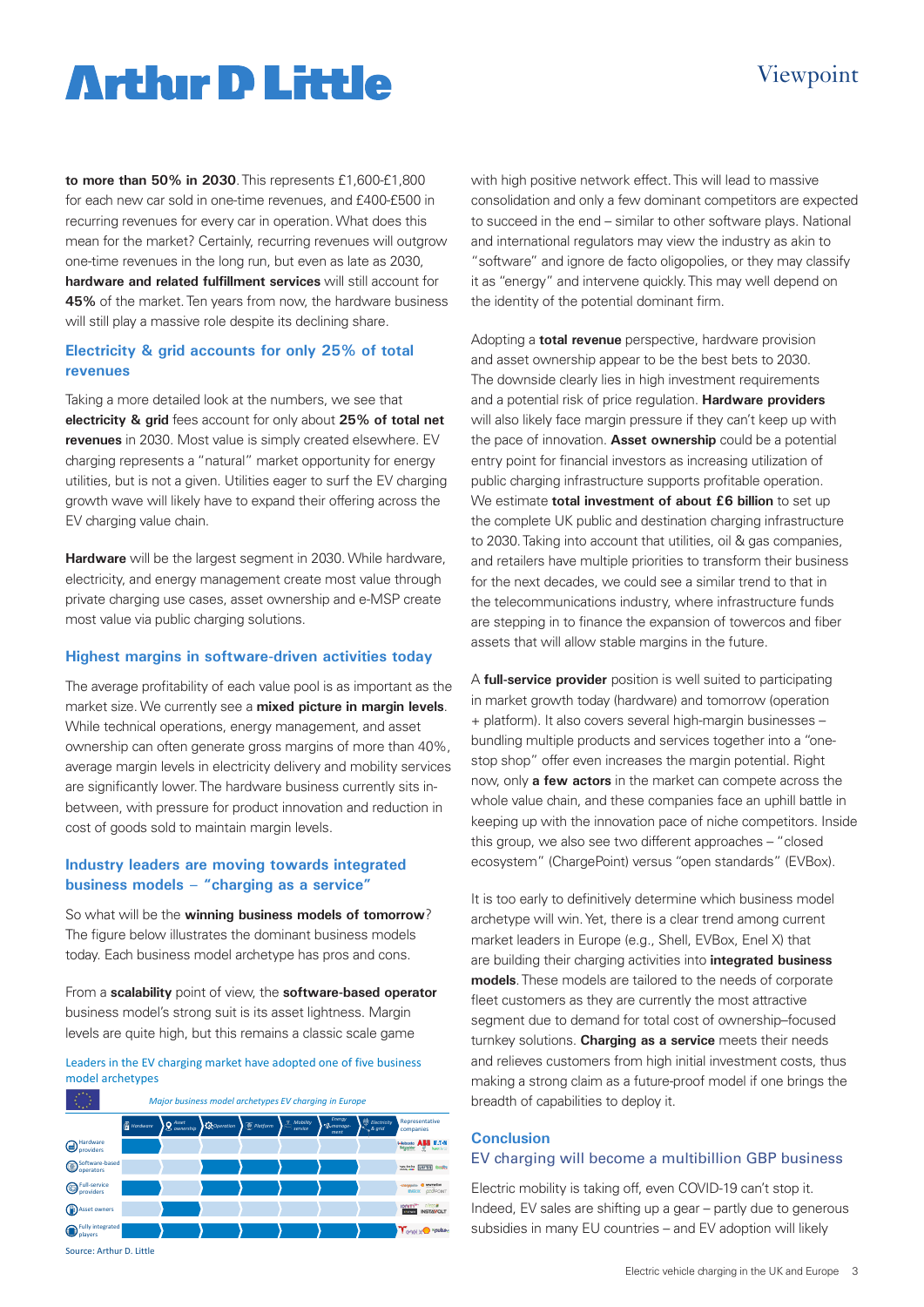**to more than 50% in 2030**. This represents £1,600-£1,800 for each new car sold in one-time revenues, and £400-£500 in recurring revenues for every car in operation. What does this mean for the market? Certainly, recurring revenues will outgrow one-time revenues in the long run, but even as late as 2030, **hardware and related fulfillment services** will still account for **45%** of the market. Ten years from now, the hardware business will still play a massive role despite its declining share.

### Electricity & grid accounts for only 25% of total revenues

Taking a more detailed look at the numbers, we see that **electricity & grid** fees account for only about **25% of total net revenues** in 2030. Most value is simply created elsewhere. EV charging represents a "natural" market opportunity for energy utilities, but is not a given. Utilities eager to surf the EV charging growth wave will likely have to expand their offering across the EV charging value chain.

**Hardware** will be the largest segment in 2030. While hardware, electricity, and energy management create most value through private charging use cases, asset ownership and e-MSP create most value via public charging solutions.

### Highest margins in software-driven activities today

The average profitability of each value pool is as important as the market size. We currently see a **mixed picture in margin levels**. While technical operations, energy management, and asset ownership can often generate gross margins of more than 40%, average margin levels in electricity delivery and mobility services are significantly lower. The hardware business currently sits in-between, with pressure for product innovation and reduction in cost of goods sold to maintain margin levels.

### Industry leaders are moving towards integrated business models – "charging as a service"

So what will be the **winning business models of tomorrow**? The figure below illustrates the dominant business models today. Each business model archetype has pros and cons.

From a **scalability** point of view, the **software-based operator** business model's strong suit is its asset lightness. Margin levels are quite high, but this remains a classic scale game

Leaders in the EV charging market have adopted one of five business model archetypes

*Major business model archetypes EV charging in Europe*

| | Hardware | Asset ownership | Operation | Platform | Mobility service | Energy management | Electricity & grid | Representative companies |
|---|---|---|---|---|---|---|---|---|
| Hardware providers | | | | | | | | |
| Software-based operators | | | | | | | | |
| Full-service providers | | | | | | | | |
| Asset owners | | | | | | | | |
| Fully integrated players | | | | | | | | |

Source: Arthur D. Little

with high positive network effect. This will lead to massive consolidation and only a few dominant competitors are expected to succeed in the end – similar to other software plays. National and international regulators may view the industry as akin to "software" and ignore de facto oligopolies, or they may classify it as "energy" and intervene quickly. This may well depend on the identity of the potential dominant firm.

Adopting a **total revenue** perspective, hardware provision and asset ownership appear to be the best bets to 2030. The downside clearly lies in high investment requirements and a potential risk of price regulation. **Hardware providers** will also likely face margin pressure if they can't keep up with the pace of innovation. **Asset ownership** could be a potential entry point for financial investors as increasing utilization of public charging infrastructure supports profitable operation. We estimate **total investment of about £6 billion** to set up the complete UK public and destination charging infrastructure to 2030. Taking into account that utilities, oil & gas companies, and retailers have multiple priorities to transform their business for the next decades, we could see a similar trend to that in the telecommunications industry, where infrastructure funds are stepping in to finance the expansion of towercos and fiber assets that will allow stable margins in the future.

A **full-service provider** position is well suited to participating in market growth today (hardware) and tomorrow (operation + platform). It also covers several high-margin businesses – bundling multiple products and services together into a "one-stop shop" offer even increases the margin potential. Right now, only **a few actors** in the market can compete across the whole value chain, and these companies face an uphill battle in keeping up with the innovation pace of niche competitors. Inside this group, we also see two different approaches – "closed ecosystem" (ChargePoint) versus "open standards" (EVBox).

It is too early to definitively determine which business model archetype will win. Yet, there is a clear trend among current market leaders in Europe (e.g., Shell, EVBox, Enel X) that are building their charging activities into **integrated business models**. These models are tailored to the needs of corporate fleet customers as they are currently the most attractive segment due to demand for total cost of ownership–focused turnkey solutions. **Charging as a service** meets their needs and relieves customers from high initial investment costs, thus making a strong claim as a future-proof model if one brings the breadth of capabilities to deploy it.

## Conclusion

### EV charging will become a multibillion GBP business

Electric mobility is taking off, even COVID-19 can't stop it. Indeed, EV sales are shifting up a gear – partly due to generous subsidies in many EU countries – and EV adoption will likely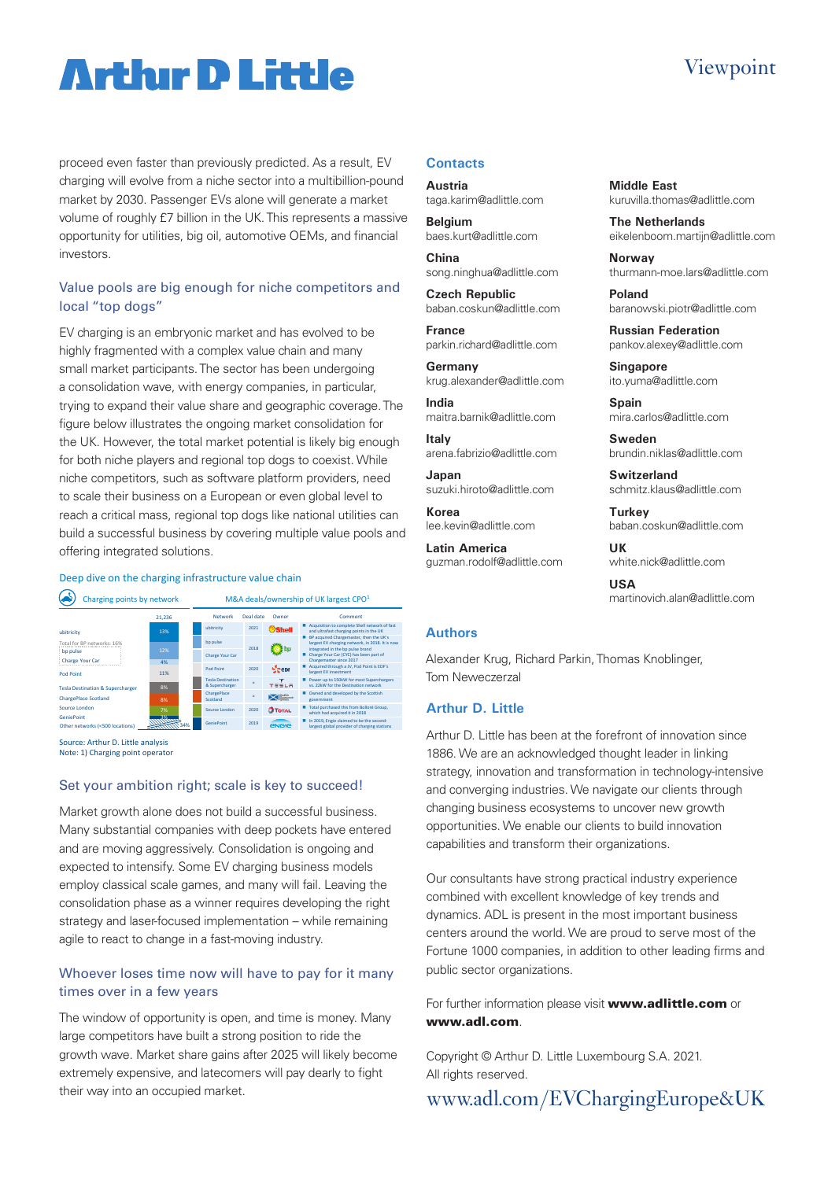proceed even faster than previously predicted. As a result, EV charging will evolve from a niche sector into a multibillion-pound market by 2030. Passenger EVs alone will generate a market volume of roughly £7 billion in the UK. This represents a massive opportunity for utilities, big oil, automotive OEMs, and financial investors.

## Value pools are big enough for niche competitors and local "top dogs"

EV charging is an embryonic market and has evolved to be highly fragmented with a complex value chain and many small market participants. The sector has been undergoing a consolidation wave, with energy companies, in particular, trying to expand their value share and geographic coverage. The figure below illustrates the ongoing market consolidation for the UK. However, the total market potential is likely big enough for both niche players and regional top dogs to coexist. While niche competitors, such as software platform providers, need to scale their business on a European or even global level to reach a critical mass, regional top dogs like national utilities can build a successful business by covering multiple value pools and offering integrated solutions.

Deep dive on the charging infrastructure value chain

Charging points by network

21,236

ubitricity 13%
Total for BP networks: 16%
bp pulse 12%
Charge Your Car 4%
Pod Point 11%
Tesla Destination & Supercharger 8%
ChargePlace Scotland 8%
Source London 7%
GeniePoint
Other networks (<500 locations) 34%

M&A deals/ownership of UK largest CPO[1]

| Network | Deal date | Owner | Comment |
|---|---|---|---|
| ubitricity | 2021 | Shell | Acquisition to complete Shell network of fast and ultrafast charging points in the UK |
| bp pulse | 2018 | bp | BP acquired Chargemaster, then the UK's largest EV charging network, in 2018. It is now integrated in the bp pulse brand |
| Charge Your Car | | | Charge Your Car (CYC) has been part of Chargemaster since 2017 |
| Pod Point | 2020 | EDF | Acquired through a JV, Pod Point is EDF's largest EV investment |
| Tesla Destination & Supercharger | - | Tesla | Power up to 150kW for most Superchargers vs. 22kW for the Destination network |
| ChargePlace Scotland | - | Scottish Government | Owned and developed by the Scottish government |
| Source London | 2020 | Total | Total purchased this from Bolloré Group, which had acquired it in 2018 |
| GeniePoint | 2019 | Engie | In 2019, Engie claimed to be the second-largest global provider of charging stations |

Source: Arthur D. Little analysis
Note: 1) Charging point operator

## Set your ambition right; scale is key to succeed!

Market growth alone does not build a successful business. Many substantial companies with deep pockets have entered and are moving aggressively. Consolidation is ongoing and expected to intensify. Some EV charging business models employ classical scale games, and many will fail. Leaving the consolidation phase as a winner requires developing the right strategy and laser-focused implementation – while remaining agile to react to change in a fast-moving industry.

## Whoever loses time now will have to pay for it many times over in a few years

The window of opportunity is open, and time is money. Many large competitors have built a strong position to ride the growth wave. Market share gains after 2025 will likely become extremely expensive, and latecomers will pay dearly to fight their way into an occupied market.

## Contacts

**Austria**
taga.karim@adlittle.com

**Belgium**
baes.kurt@adlittle.com

**China**
song.ninghua@adlittle.com

**Czech Republic**
baban.coskun@adlittle.com

**France**
parkin.richard@adlittle.com

**Germany**
krug.alexander@adlittle.com

**India**
maitra.barnik@adlittle.com

**Italy**
arena.fabrizio@adlittle.com

**Japan**
suzuki.hiroto@adlittle.com

**Korea**
lee.kevin@adlittle.com

**Latin America**
guzman.rodolf@adlittle.com

**Middle East**
kuruvilla.thomas@adlittle.com

**The Netherlands**
eikelenboom.martijn@adlittle.com

**Norway**
thurmann-moe.lars@adlittle.com

**Poland**
baranowski.piotr@adlittle.com

**Russian Federation**
pankov.alexey@adlittle.com

**Singapore**
ito.yuma@adlittle.com

**Spain**
mira.carlos@adlittle.com

**Sweden**
brundin.niklas@adlittle.com

**Switzerland**
schmitz.klaus@adlittle.com

**Turkey**
baban.coskun@adlittle.com

**UK**
white.nick@adlittle.com

**USA**
martinovich.alan@adlittle.com

## Authors

Alexander Krug, Richard Parkin, Thomas Knoblinger, Tom Neweczerzal

## Arthur D. Little

Arthur D. Little has been at the forefront of innovation since 1886. We are an acknowledged thought leader in linking strategy, innovation and transformation in technology-intensive and converging industries. We navigate our clients through changing business ecosystems to uncover new growth opportunities. We enable our clients to build innovation capabilities and transform their organizations.

Our consultants have strong practical industry experience combined with excellent knowledge of key trends and dynamics. ADL is present in the most important business centers around the world. We are proud to serve most of the Fortune 1000 companies, in addition to other leading firms and public sector organizations.

For further information please visit **www.adlittle.com** or **www.adl.com**.

Copyright © Arthur D. Little Luxembourg S.A. 2021.
All rights reserved.

www.adl.com/EVChargingEurope&UK